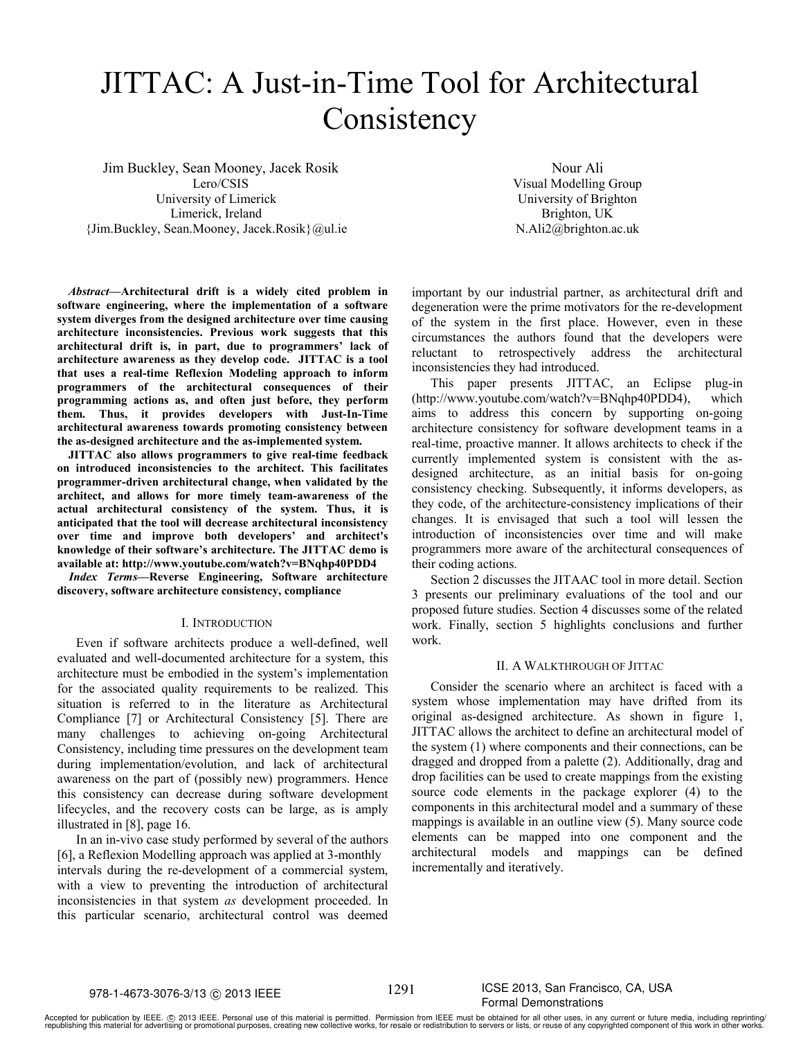# JITTAC: A Just-in-Time Tool for Architectural Consistency

Jim Buckley, Sean Mooney, Jacek Rosik
Lero/CSIS
University of Limerick
Limerick, Ireland
{Jim.Buckley, Sean.Mooney, Jacek.Rosik}@ul.ie

Nour Ali
Visual Modelling Group
University of Brighton
Brighton, UK
N.Ali2@brighton.ac.uk

***Abstract*—Architectural drift is a widely cited problem in software engineering, where the implementation of a software system diverges from the designed architecture over time causing architecture inconsistencies. Previous work suggests that this architectural drift is, in part, due to programmers' lack of architecture awareness as they develop code. JITTAC is a tool that uses a real-time Reflexion Modeling approach to inform programmers of the architectural consequences of their programming actions as, and often just before, they perform them. Thus, it provides developers with Just-In-Time architectural awareness towards promoting consistency between the as-designed architecture and the as-implemented system.**

**JITTAC also allows programmers to give real-time feedback on introduced inconsistencies to the architect. This facilitates programmer-driven architectural change, when validated by the architect, and allows for more timely team-awareness of the actual architectural consistency of the system. Thus, it is anticipated that the tool will decrease architectural inconsistency over time and improve both developers' and architect's knowledge of their software's architecture. The JITTAC demo is available at: http://www.youtube.com/watch?v=BNqhp40PDD4**

***Index Terms*—Reverse Engineering, Software architecture discovery, software architecture consistency, compliance**

## I. Introduction

Even if software architects produce a well-defined, well evaluated and well-documented architecture for a system, this architecture must be embodied in the system's implementation for the associated quality requirements to be realized. This situation is referred to in the literature as Architectural Compliance [7] or Architectural Consistency [5]. There are many challenges to achieving on-going Architectural Consistency, including time pressures on the development team during implementation/evolution, and lack of architectural awareness on the part of (possibly new) programmers. Hence this consistency can decrease during software development lifecycles, and the recovery costs can be large, as is amply illustrated in [8], page 16.

In an in-vivo case study performed by several of the authors [6], a Reflexion Modelling approach was applied at 3-monthly intervals during the re-development of a commercial system, with a view to preventing the introduction of architectural inconsistencies in that system *as* development proceeded. In this particular scenario, architectural control was deemed important by our industrial partner, as architectural drift and degeneration were the prime motivators for the re-development of the system in the first place. However, even in these circumstances the authors found that the developers were reluctant to retrospectively address the architectural inconsistencies they had introduced.

This paper presents JITTAC, an Eclipse plug-in (http://www.youtube.com/watch?v=BNqhp40PDD4), which aims to address this concern by supporting on-going architecture consistency for software development teams in a real-time, proactive manner. It allows architects to check if the currently implemented system is consistent with the as-designed architecture, as an initial basis for on-going consistency checking. Subsequently, it informs developers, as they code, of the architecture-consistency implications of their changes. It is envisaged that such a tool will lessen the introduction of inconsistencies over time and will make programmers more aware of the architectural consequences of their coding actions.

Section 2 discusses the JITAAC tool in more detail. Section 3 presents our preliminary evaluations of the tool and our proposed future studies. Section 4 discusses some of the related work. Finally, section 5 highlights conclusions and further work.

## II. A Walkthrough of Jittac

Consider the scenario where an architect is faced with a system whose implementation may have drifted from its original as-designed architecture. As shown in figure 1, JITTAC allows the architect to define an architectural model of the system (1) where components and their connections, can be dragged and dropped from a palette (2). Additionally, drag and drop facilities can be used to create mappings from the existing source code elements in the package explorer (4) to the components in this architectural model and a summary of these mappings is available in an outline view (5). Many source code elements can be mapped into one component and the architectural models and mappings can be defined incrementally and iteratively.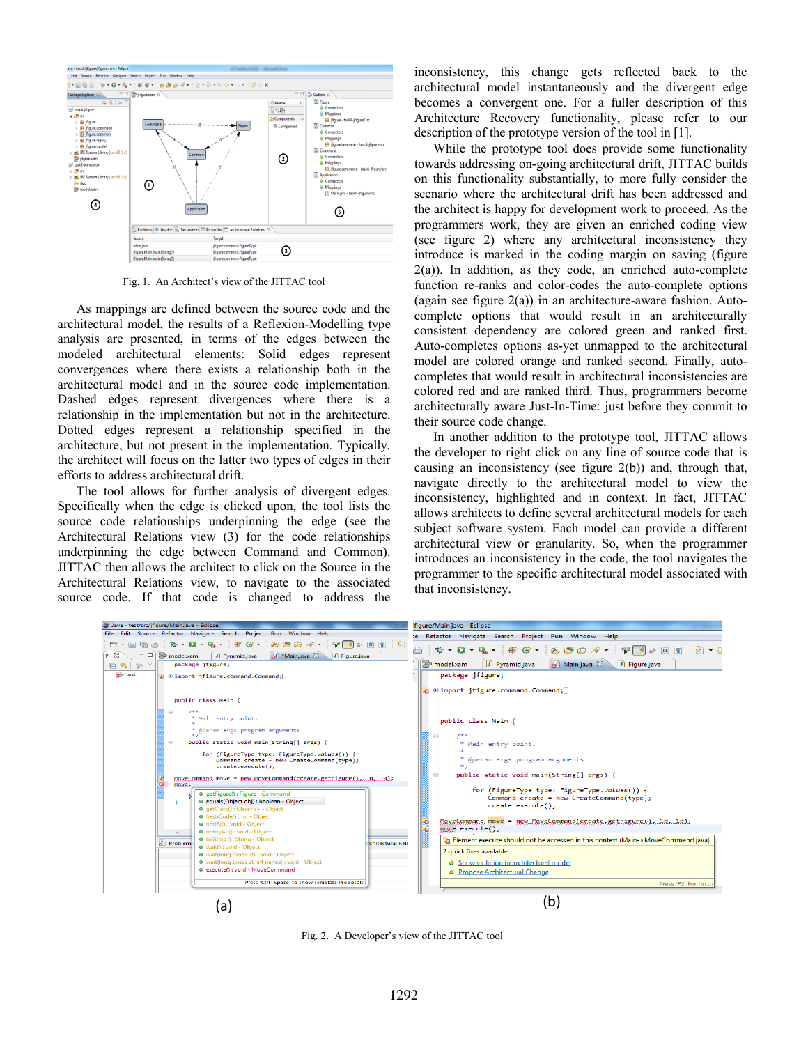Fig. 1. An Architect's view of the JITTAC tool

As mappings are defined between the source code and the architectural model, the results of a Reflexion-Modelling type analysis are presented, in terms of the edges between the modeled architectural elements: Solid edges represent convergences where there exists a relationship both in the architectural model and in the source code implementation. Dashed edges represent divergences where there is a relationship in the implementation but not in the architecture. Dotted edges represent a relationship specified in the architecture, but not present in the implementation. Typically, the architect will focus on the latter two types of edges in their efforts to address architectural drift.

The tool allows for further analysis of divergent edges. Specifically when the edge is clicked upon, the tool lists the source code relationships underpinning the edge (see the Architectural Relations view (3) for the code relationships underpinning the edge between Command and Common). JITTAC then allows the architect to click on the Source in the Architectural Relations view, to navigate to the associated source code. If that code is changed to address the inconsistency, this change gets reflected back to the architectural model instantaneously and the divergent edge becomes a convergent one. For a fuller description of this Architecture Recovery functionality, please refer to our description of the prototype version of the tool in [1].

While the prototype tool does provide some functionality towards addressing on-going architectural drift, JITTAC builds on this functionality substantially, to more fully consider the scenario where the architectural drift has been addressed and the architect is happy for development work to proceed. As the programmers work, they are given an enriched coding view (see figure 2) where any architectural inconsistency they introduce is marked in the coding margin on saving (figure 2(a)). In addition, as they code, an enriched auto-complete function re-ranks and color-codes the auto-complete options (again see figure 2(a)) in an architecture-aware fashion. Auto-complete options that would result in an architecturally consistent dependency are colored green and ranked first. Auto-completes options as-yet unmapped to the architectural model are colored orange and ranked second. Finally, auto-completes that would result in architectural inconsistencies are colored red and are ranked third. Thus, programmers become architecturally aware Just-In-Time: just before they commit to their source code change.

In another addition to the prototype tool, JITTAC allows the developer to right click on any line of source code that is causing an inconsistency (see figure 2(b)) and, through that, navigate directly to the architectural model to view the inconsistency, highlighted and in context. In fact, JITTAC allows architects to define several architectural models for each subject software system. Each model can provide a different architectural view or granularity. So, when the programmer introduces an inconsistency in the code, the tool navigates the programmer to the specific architectural model associated with that inconsistency.

(a) (b)

Fig. 2. A Developer's view of the JITTAC tool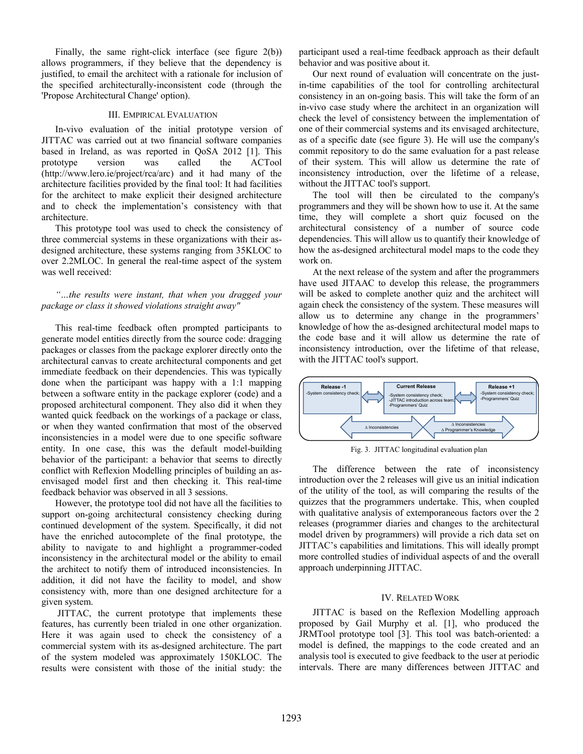Finally, the same right-click interface (see figure 2(b)) allows programmers, if they believe that the dependency is justified, to email the architect with a rationale for inclusion of the specified architecturally-inconsistent code (through the 'Propose Architectural Change' option).

## III. Empirical Evaluation

In-vivo evaluation of the initial prototype version of JITTAC was carried out at two financial software companies based in Ireland, as was reported in QoSA 2012 [1]. This prototype version was called the ACTool (http://www.lero.ie/project/rca/arc) and it had many of the architecture facilities provided by the final tool: It had facilities for the architect to make explicit their designed architecture and to check the implementation's consistency with that architecture.

This prototype tool was used to check the consistency of three commercial systems in these organizations with their as-designed architecture, these systems ranging from 35KLOC to over 2.2MLOC. In general the real-time aspect of the system was well received:

*"…the results were instant, that when you dragged your package or class it showed violations straight away"*

This real-time feedback often prompted participants to generate model entities directly from the source code: dragging packages or classes from the package explorer directly onto the architectural canvas to create architectural components and get immediate feedback on their dependencies. This was typically done when the participant was happy with a 1:1 mapping between a software entity in the package explorer (code) and a proposed architectural component. They also did it when they wanted quick feedback on the workings of a package or class, or when they wanted confirmation that most of the observed inconsistencies in a model were due to one specific software entity. In one case, this was the default model-building behavior of the participant: a behavior that seems to directly conflict with Reflexion Modelling principles of building an as-envisaged model first and then checking it. This real-time feedback behavior was observed in all 3 sessions.

However, the prototype tool did not have all the facilities to support on-going architectural consistency checking during continued development of the system. Specifically, it did not have the enriched autocomplete of the final prototype, the ability to navigate to and highlight a programmer-coded inconsistency in the architectural model or the ability to email the architect to notify them of introduced inconsistencies. In addition, it did not have the facility to model, and show consistency with, more than one designed architecture for a given system.

JITTAC, the current prototype that implements these features, has currently been trialed in one other organization. Here it was again used to check the consistency of a commercial system with its as-designed architecture. The part of the system modeled was approximately 150KLOC. The results were consistent with those of the initial study: the participant used a real-time feedback approach as their default behavior and was positive about it.

Our next round of evaluation will concentrate on the just-in-time capabilities of the tool for controlling architectural consistency in an on-going basis. This will take the form of an in-vivo case study where the architect in an organization will check the level of consistency between the implementation of one of their commercial systems and its envisaged architecture, as of a specific date (see figure 3). He will use the company's commit repository to do the same evaluation for a past release of their system. This will allow us determine the rate of inconsistency introduction, over the lifetime of a release, without the JITTAC tool's support.

The tool will then be circulated to the company's programmers and they will be shown how to use it. At the same time, they will complete a short quiz focused on the architectural consistency of a number of source code dependencies. This will allow us to quantify their knowledge of how the as-designed architectural model maps to the code they work on.

At the next release of the system and after the programmers have used JITAAC to develop this release, the programmers will be asked to complete another quiz and the architect will again check the consistency of the system. These measures will allow us to determine any change in the programmers' knowledge of how the as-designed architectural model maps to the code base and it will allow us determine the rate of inconsistency introduction, over the lifetime of that release, with the JITTAC tool's support.

Release -1
-System consistency check;

Current Release
-System consistency check;
-JITTAC introduction across team;
-Programmers' Quiz

Release +1
-System consistency check;
-Programmers' Quiz

Δ Inconsistencies

Δ Inconsistencies
Δ Programmer's Knowledge

Fig. 3. JITTAC longitudinal evaluation plan

The difference between the rate of inconsistency introduction over the 2 releases will give us an initial indication of the utility of the tool, as will comparing the results of the quizzes that the programmers undertake. This, when coupled with qualitative analysis of extemporaneous factors over the 2 releases (programmer diaries and changes to the architectural model driven by programmers) will provide a rich data set on JITTAC's capabilities and limitations. This will ideally prompt more controlled studies of individual aspects of and the overall approach underpinning JITTAC.

## IV. Related Work

JITTAC is based on the Reflexion Modelling approach proposed by Gail Murphy et al. [1], who produced the JRMTool prototype tool [3]. This tool was batch-oriented: a model is defined, the mappings to the code created and an analysis tool is executed to give feedback to the user at periodic intervals. There are many differences between JITTAC and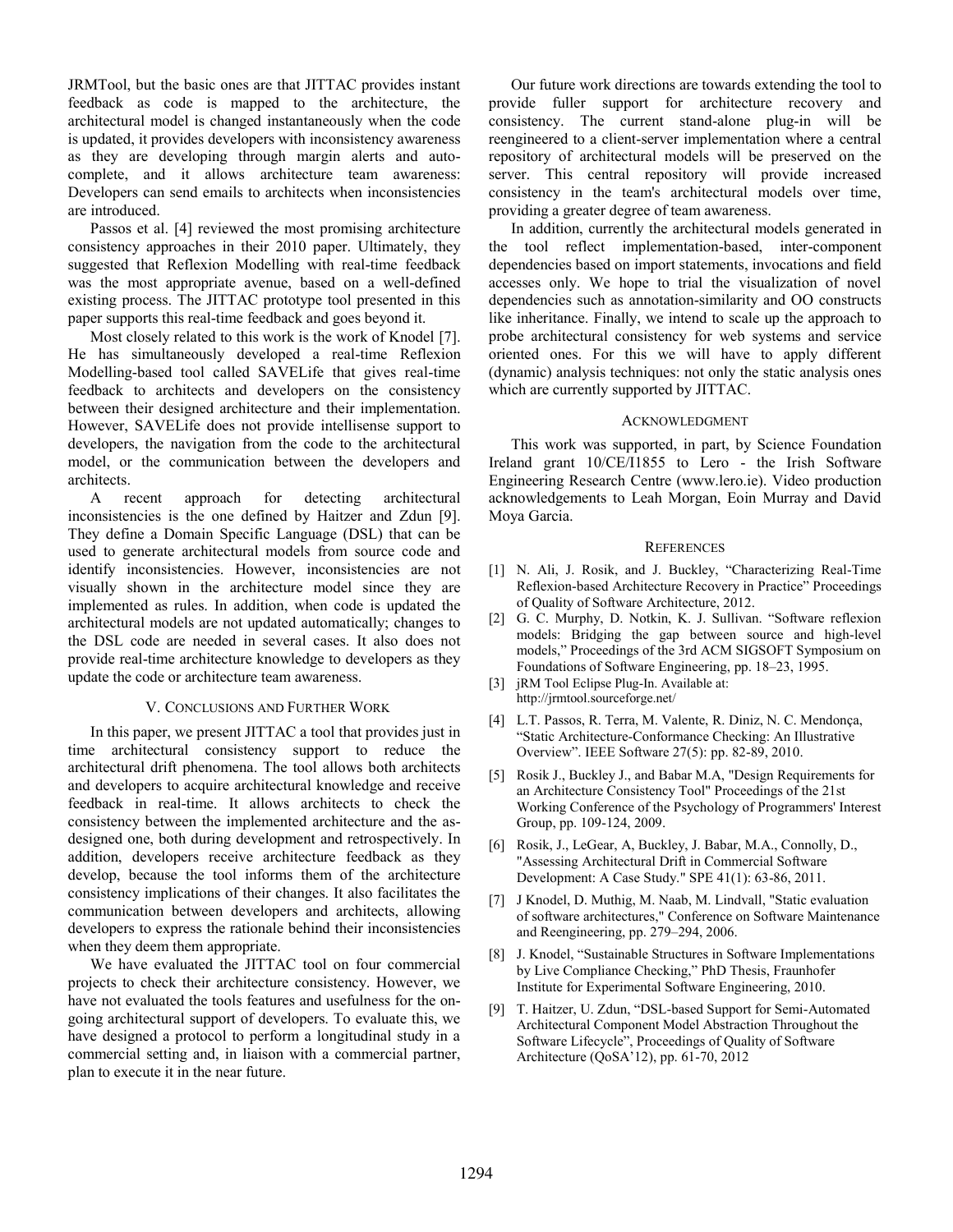JRMTool, but the basic ones are that JITTAC provides instant feedback as code is mapped to the architecture, the architectural model is changed instantaneously when the code is updated, it provides developers with inconsistency awareness as they are developing through margin alerts and auto-complete, and it allows architecture team awareness: Developers can send emails to architects when inconsistencies are introduced.

Passos et al. [4] reviewed the most promising architecture consistency approaches in their 2010 paper. Ultimately, they suggested that Reflexion Modelling with real-time feedback was the most appropriate avenue, based on a well-defined existing process. The JITTAC prototype tool presented in this paper supports this real-time feedback and goes beyond it.

Most closely related to this work is the work of Knodel [7]. He has simultaneously developed a real-time Reflexion Modelling-based tool called SAVELife that gives real-time feedback to architects and developers on the consistency between their designed architecture and their implementation. However, SAVELife does not provide intellisense support to developers, the navigation from the code to the architectural model, or the communication between the developers and architects.

A recent approach for detecting architectural inconsistencies is the one defined by Haitzer and Zdun [9]. They define a Domain Specific Language (DSL) that can be used to generate architectural models from source code and identify inconsistencies. However, inconsistencies are not visually shown in the architecture model since they are implemented as rules. In addition, when code is updated the architectural models are not updated automatically; changes to the DSL code are needed in several cases. It also does not provide real-time architecture knowledge to developers as they update the code or architecture team awareness.

## V. Conclusions and Further Work

In this paper, we present JITTAC a tool that provides just in time architectural consistency support to reduce the architectural drift phenomena. The tool allows both architects and developers to acquire architectural knowledge and receive feedback in real-time. It allows architects to check the consistency between the implemented architecture and the as-designed one, both during development and retrospectively. In addition, developers receive architecture feedback as they develop, because the tool informs them of the architecture consistency implications of their changes. It also facilitates the communication between developers and architects, allowing developers to express the rationale behind their inconsistencies when they deem them appropriate.

We have evaluated the JITTAC tool on four commercial projects to check their architecture consistency. However, we have not evaluated the tools features and usefulness for the on-going architectural support of developers. To evaluate this, we have designed a protocol to perform a longitudinal study in a commercial setting and, in liaison with a commercial partner, plan to execute it in the near future.

Our future work directions are towards extending the tool to provide fuller support for architecture recovery and consistency. The current stand-alone plug-in will be reengineered to a client-server implementation where a central repository of architectural models will be preserved on the server. This central repository will provide increased consistency in the team's architectural models over time, providing a greater degree of team awareness.

In addition, currently the architectural models generated in the tool reflect implementation-based, inter-component dependencies based on import statements, invocations and field accesses only. We hope to trial the visualization of novel dependencies such as annotation-similarity and OO constructs like inheritance. Finally, we intend to scale up the approach to probe architectural consistency for web systems and service oriented ones. For this we will have to apply different (dynamic) analysis techniques: not only the static analysis ones which are currently supported by JITTAC.

## Acknowledgment

This work was supported, in part, by Science Foundation Ireland grant 10/CE/I1855 to Lero - the Irish Software Engineering Research Centre (www.lero.ie). Video production acknowledgements to Leah Morgan, Eoin Murray and David Moya Garcia.

## References

[1] N. Ali, J. Rosik, and J. Buckley, "Characterizing Real-Time Reflexion-based Architecture Recovery in Practice" Proceedings of Quality of Software Architecture, 2012.

[2] G. C. Murphy, D. Notkin, K. J. Sullivan. "Software reflexion models: Bridging the gap between source and high-level models," Proceedings of the 3rd ACM SIGSOFT Symposium on Foundations of Software Engineering, pp. 18–23, 1995.

[3] jRM Tool Eclipse Plug-In. Available at: http://jrmtool.sourceforge.net/

[4] L.T. Passos, R. Terra, M. Valente, R. Diniz, N. C. Mendonça, "Static Architecture-Conformance Checking: An Illustrative Overview". IEEE Software 27(5): pp. 82-89, 2010.

[5] Rosik J., Buckley J., and Babar M.A, "Design Requirements for an Architecture Consistency Tool" Proceedings of the 21st Working Conference of the Psychology of Programmers' Interest Group, pp. 109-124, 2009.

[6] Rosik, J., LeGear, A, Buckley, J. Babar, M.A., Connolly, D., "Assessing Architectural Drift in Commercial Software Development: A Case Study." SPE 41(1): 63-86, 2011.

[7] J Knodel, D. Muthig, M. Naab, M. Lindvall, "Static evaluation of software architectures," Conference on Software Maintenance and Reengineering, pp. 279–294, 2006.

[8] J. Knodel, "Sustainable Structures in Software Implementations by Live Compliance Checking," PhD Thesis, Fraunhofer Institute for Experimental Software Engineering, 2010.

[9] T. Haitzer, U. Zdun, "DSL-based Support for Semi-Automated Architectural Component Model Abstraction Throughout the Software Lifecycle", Proceedings of Quality of Software Architecture (QoSA'12), pp. 61-70, 2012